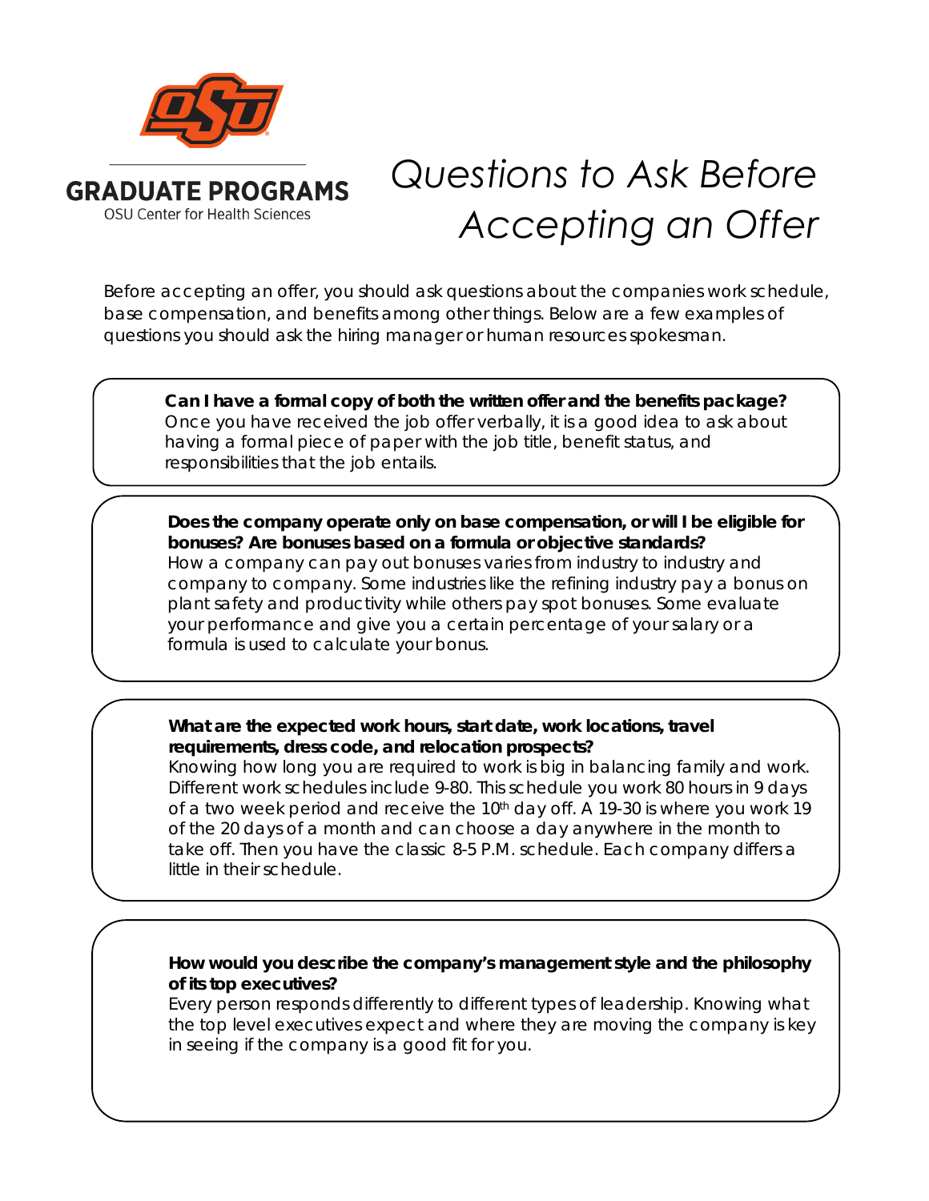GRADUATE PROGRAMS
OSU Center for Health Sciences

# *Questions to Ask Before Accepting an Offer*

Before accepting an offer, you should ask questions about the companies work schedule, base compensation, and benefits among other things. Below are a few examples of questions you should ask the hiring manager or human resources spokesman.

**Can I have a formal copy of both the written offer and the benefits package?**
Once you have received the job offer verbally, it is a good idea to ask about having a formal piece of paper with the job title, benefit status, and responsibilities that the job entails.

**Does the company operate only on base compensation, or will I be eligible for bonuses? Are bonuses based on a formula or objective standards?**
How a company can pay out bonuses varies from industry to industry and company to company. Some industries like the refining industry pay a bonus on plant safety and productivity while others pay spot bonuses. Some evaluate your performance and give you a certain percentage of your salary or a formula is used to calculate your bonus.

**What are the expected work hours, start date, work locations, travel requirements, dress code, and relocation prospects?**
Knowing how long you are required to work is big in balancing family and work. Different work schedules include 9-80. This schedule you work 80 hours in 9 days of a two week period and receive the 10th day off. A 19-30 is where you work 19 of the 20 days of a month and can choose a day anywhere in the month to take off. Then you have the classic 8-5 P.M. schedule. Each company differs a little in their schedule.

**How would you describe the company's management style and the philosophy of its top executives?**
Every person responds differently to different types of leadership. Knowing what the top level executives expect and where they are moving the company is key in seeing if the company is a good fit for you.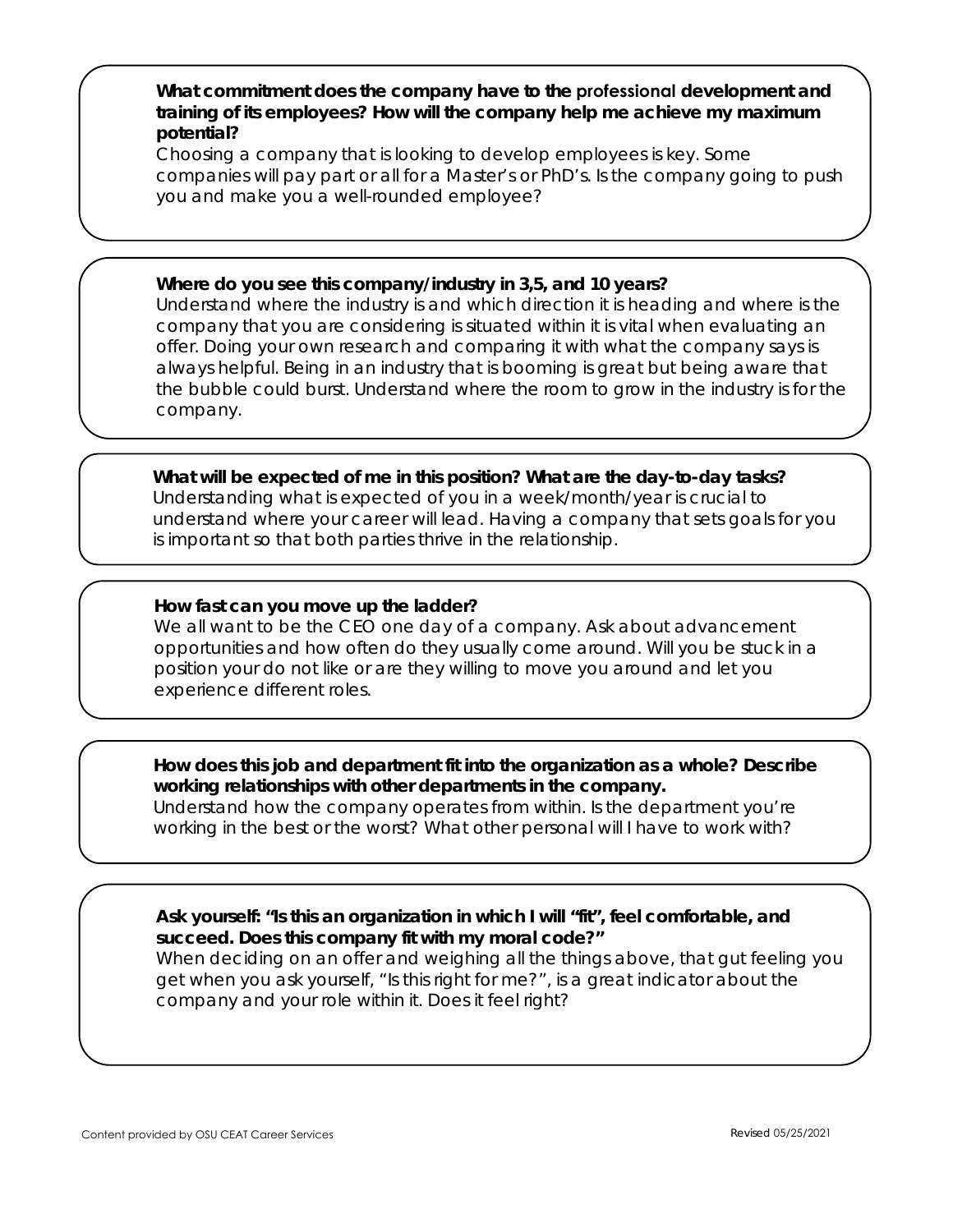**What commitment does the company have to the professional development and training of its employees? How will the company help me achieve my maximum potential?**

Choosing a company that is looking to develop employees is key. Some companies will pay part or all for a Master's or PhD's. Is the company going to push you and make you a well-rounded employee?

**Where do you see this company/industry in 3,5, and 10 years?**

Understand where the industry is and which direction it is heading and where is the company that you are considering is situated within it is vital when evaluating an offer. Doing your own research and comparing it with what the company says is always helpful. Being in an industry that is booming is great but being aware that the bubble could burst. Understand where the room to grow in the industry is for the company.

**What will be expected of me in this position? What are the day-to-day tasks?**

Understanding what is expected of you in a week/month/year is crucial to understand where your career will lead. Having a company that sets goals for you is important so that both parties thrive in the relationship.

**How fast can you move up the ladder?**

We all want to be the CEO one day of a company. Ask about advancement opportunities and how often do they usually come around. Will you be stuck in a position your do not like or are they willing to move you around and let you experience different roles.

**How does this job and department fit into the organization as a whole? Describe working relationships with other departments in the company.**

Understand how the company operates from within. Is the department you're working in the best or the worst? What other personal will I have to work with?

**Ask yourself: "Is this an organization in which I will "fit", feel comfortable, and succeed. Does this company fit with my moral code?"**

When deciding on an offer and weighing all the things above, that gut feeling you get when you ask yourself, "Is this right for me?", is a great indicator about the company and your role within it. Does it feel right?

Content provided by OSU CEAT Career Services

Revised 05/25/2021